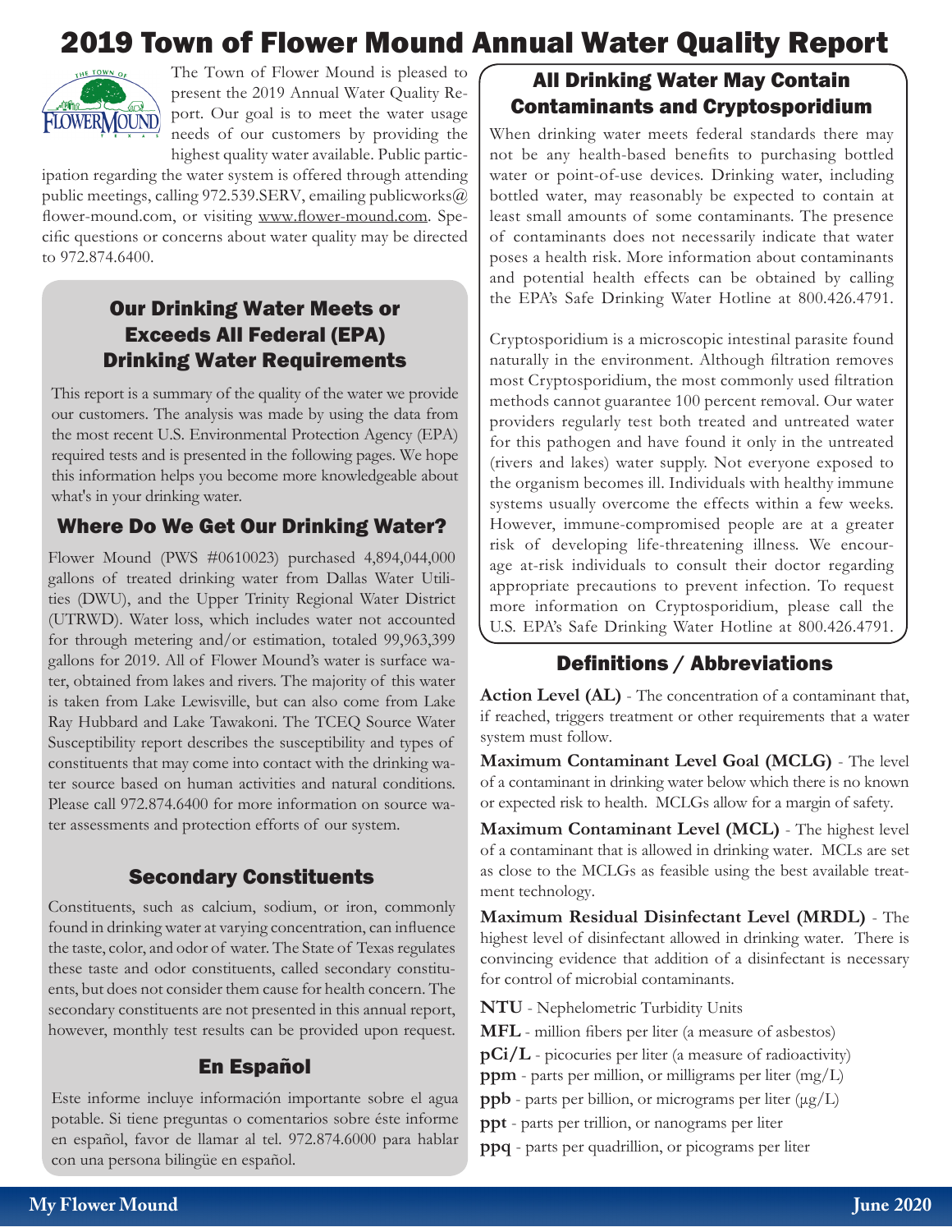# 2019 Town of Flower Mound Annual Water Quality Report

The Town of Flower Mound is pleased to present the 2019 Annual Water Quality Report. Our goal is to meet the water usage needs of our customers by providing the highest quality water available. Public participation regarding the water system is offered through attending public meetings, calling 972.539.SERV, emailing publicworks@flower-mound.com, or visiting www.flower-mound.com. Specific questions or concerns about water quality may be directed to 972.874.6400.

## Our Drinking Water Meets or Exceeds All Federal (EPA) Drinking Water Requirements

This report is a summary of the quality of the water we provide our customers. The analysis was made by using the data from the most recent U.S. Environmental Protection Agency (EPA) required tests and is presented in the following pages. We hope this information helps you become more knowledgeable about what's in your drinking water.

## Where Do We Get Our Drinking Water?

Flower Mound (PWS #0610023) purchased 4,894,044,000 gallons of treated drinking water from Dallas Water Utilities (DWU), and the Upper Trinity Regional Water District (UTRWD). Water loss, which includes water not accounted for through metering and/or estimation, totaled 99,963,399 gallons for 2019. All of Flower Mound's water is surface water, obtained from lakes and rivers. The majority of this water is taken from Lake Lewisville, but can also come from Lake Ray Hubbard and Lake Tawakoni. The TCEQ Source Water Susceptibility report describes the susceptibility and types of constituents that may come into contact with the drinking water source based on human activities and natural conditions. Please call 972.874.6400 for more information on source water assessments and protection efforts of our system.

## Secondary Constituents

Constituents, such as calcium, sodium, or iron, commonly found in drinking water at varying concentration, can influence the taste, color, and odor of water. The State of Texas regulates these taste and odor constituents, called secondary constituents, but does not consider them cause for health concern. The secondary constituents are not presented in this annual report, however, monthly test results can be provided upon request.

## En Español

Este informe incluye información importante sobre el agua potable. Si tiene preguntas o comentarios sobre éste informe en español, favor de llamar al tel. 972.874.6000 para hablar con una persona bilingüe en español.

## All Drinking Water May Contain Contaminants and Cryptosporidium

When drinking water meets federal standards there may not be any health-based benefits to purchasing bottled water or point-of-use devices. Drinking water, including bottled water, may reasonably be expected to contain at least small amounts of some contaminants. The presence of contaminants does not necessarily indicate that water poses a health risk. More information about contaminants and potential health effects can be obtained by calling the EPA's Safe Drinking Water Hotline at 800.426.4791.

Cryptosporidium is a microscopic intestinal parasite found naturally in the environment. Although filtration removes most Cryptosporidium, the most commonly used filtration methods cannot guarantee 100 percent removal. Our water providers regularly test both treated and untreated water for this pathogen and have found it only in the untreated (rivers and lakes) water supply. Not everyone exposed to the organism becomes ill. Individuals with healthy immune systems usually overcome the effects within a few weeks. However, immune-compromised people are at a greater risk of developing life-threatening illness. We encourage at-risk individuals to consult their doctor regarding appropriate precautions to prevent infection. To request more information on Cryptosporidium, please call the U.S. EPA's Safe Drinking Water Hotline at 800.426.4791.

## Definitions / Abbreviations

**Action Level (AL)** - The concentration of a contaminant that, if reached, triggers treatment or other requirements that a water system must follow.

**Maximum Contaminant Level Goal (MCLG)** - The level of a contaminant in drinking water below which there is no known or expected risk to health. MCLGs allow for a margin of safety.

**Maximum Contaminant Level (MCL)** - The highest level of a contaminant that is allowed in drinking water. MCLs are set as close to the MCLGs as feasible using the best available treatment technology.

**Maximum Residual Disinfectant Level (MRDL)** - The highest level of disinfectant allowed in drinking water. There is convincing evidence that addition of a disinfectant is necessary for control of microbial contaminants.

**NTU** - Nephelometric Turbidity Units

**MFL** - million fibers per liter (a measure of asbestos)

**pCi/L** - picocuries per liter (a measure of radioactivity)

**ppm** - parts per million, or milligrams per liter (mg/L)

**ppb** - parts per billion, or micrograms per liter (µg/L)

**ppt** - parts per trillion, or nanograms per liter

**ppq** - parts per quadrillion, or picograms per liter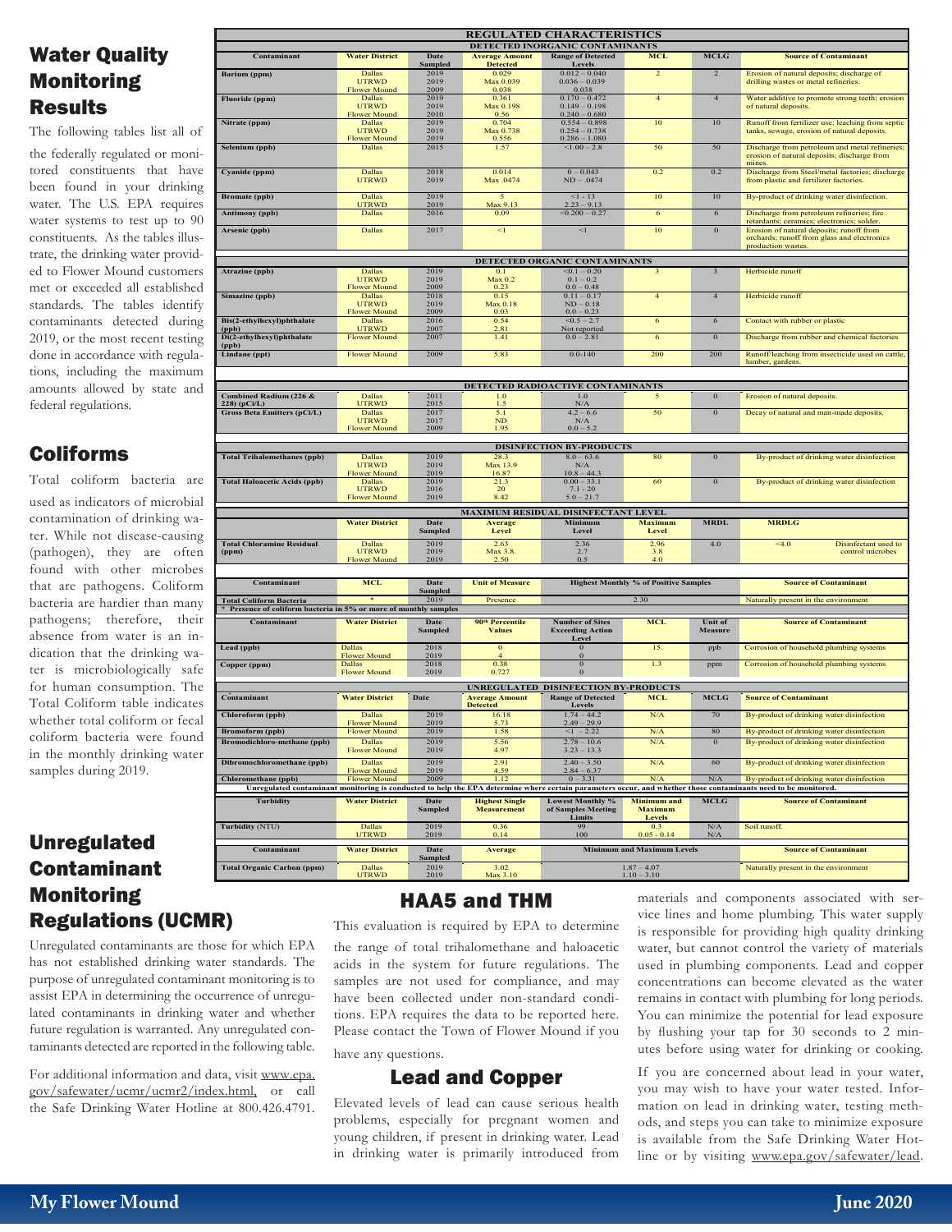## Water Quality Monitoring Results

The following tables list all of the federally regulated or monitored constituents that have been found in your drinking water. The U.S. EPA requires water systems to test up to 90 constituents. As the tables illustrate, the drinking water provided to Flower Mound customers met or exceeded all established standards. The tables identify contaminants detected during 2019, or the most recent testing done in accordance with regulations, including the maximum amounts allowed by state and federal regulations.

## Coliforms

Total coliform bacteria are used as indicators of microbial contamination of drinking water. While not disease-causing (pathogen), they are often found with other microbes that are pathogens. Coliform bacteria are hardier than many pathogens; therefore, their absence from water is an indication that the drinking water is microbiologically safe for human consumption. The Total Coliform table indicates whether total coliform or fecal coliform bacteria were found in the monthly drinking water samples during 2019.

## REGULATED CHARACTERISTICS

### DETECTED INORGANIC CONTAMINANTS

| Contaminant | Water District | Date Sampled | Average Amount Detected | Range of Detected Levels | MCL | MCLG | Source of Contaminant |
|---|---|---|---|---|---|---|---|
| Barium (ppm) | Dallas<br>UTRWD<br>Flower Mound | 2019<br>2019<br>2009 | 0.029<br>Max 0.039<br>0.038 | 0.012 – 0.040<br>0.036 – 0.039<br>0.038 | 2 | 2 | Erosion of natural deposits; discharge of drilling wastes or metal refineries. |
| Fluoride (ppm) | Dallas<br>UTRWD<br>Flower Mound | 2019<br>2019<br>2010 | 0.361<br>Max 0.198<br>0.56 | 0.170 – 0.472<br>0.149 – 0.198<br>0.240 – 0.680 | 4 | 4 | Water additive to promote strong teeth; erosion of natural deposits. |
| Nitrate (ppm) | Dallas<br>UTRWD<br>Flower Mound | 2019<br>2019<br>2019 | 0.704<br>Max 0.738<br>0.556 | 0.554 – 0.898<br>0.254 – 0.738<br>0.286 – 1.080 | 10 | 10 | Runoff from fertilizer use; leaching from septic tanks, sewage, erosion of natural deposits. |
| Selenium (ppb) | Dallas | 2015 | 1.57 | <1.00 – 2.8 | 50 | 50 | Discharge from petroleum and metal refineries; erosion of natural deposits; discharge from mines. |
| Cyanide (ppm) | Dallas<br>UTRWD | 2018<br>2019 | 0.014<br>Max .0474 | 0 – 0.043<br>ND – .0474 | 0.2 | 0.2 | Discharge from Steel/metal factories; discharge from plastic and fertilizer factories. |
| Bromate (ppb) | Dallas<br>UTRWD | 2019<br>2019 | 5<br>Max 9.13 | <1 - 13<br>2.23 - 9.13 | 10 | 10 | By-product of drinking water disinfection. |
| Antimony (ppb) | Dallas | 2016 | 0.09 | <0.200 – 0.27 | 6 | 6 | Discharge from petroleum refineries; fire retardants; ceramics; electronics; solder. |
| Arsenic (ppb) | Dallas | 2017 | <1 | <1 | 10 | 0 | Erosion of natural deposits; runoff from orchards; runoff from glass and electronics production wastes. |

### DETECTED ORGANIC CONTAMINANTS

| Contaminant | Water District | Date Sampled | Average Amount Detected | Range of Detected Levels | MCL | MCLG | Source of Contaminant |
|---|---|---|---|---|---|---|---|
| Atrazine (ppb) | Dallas<br>UTRWD<br>Flower Mound | 2019<br>2019<br>2009 | 0.1<br>Max 0.2<br>0.23 | <0.1 – 0.20<br>0.1 – 0.2<br>0.0 – 0.48 | 3 | 3 | Herbicide runoff |
| Simazine (ppb) | Dallas<br>UTRWD<br>Flower Mound | 2018<br>2019<br>2009 | 0.15<br>Max 0.18<br>0.03 | 0.11 – 0.17<br>ND – 0.18<br>0.0 – 0.23 | 4 | 4 | Herbicide runoff |
| Bis(2-ethylhexyl)phthalate (ppb) | Dallas<br>UTRWD | 2016<br>2007 | 0.54<br>2.81 | <0.5 – 2.7<br>Not reported | 6 | 6 | Contact with rubber or plastic |
| Di(2-ethylhexyl)phthalate (ppb) | Flower Mound | 2007 | 1.41 | 0.0 – 2.81 | 6 | 0 | Discharge from rubber and chemical factories |
| Lindane (ppt) | Flower Mound | 2009 | 5.83 | 0.0-140 | 200 | 200 | Runoff/leaching from insecticide used on cattle, lumber, gardens. |

### DETECTED RADIOACTIVE CONTAMINANTS

| Contaminant | Water District | Date Sampled | Average Amount Detected | Range of Detected Levels | MCL | MCLG | Source of Contaminant |
|---|---|---|---|---|---|---|---|
| Combined Radium (226 & 228) (pCi/L) | Dallas<br>UTRWD | 2011<br>2015 | 1.0<br>1.5 | 1.0<br>N/A | 5 | 0 | Erosion of natural deposits. |
| Gross Beta Emitters (pCi/L) | Dallas<br>UTRWD<br>Flower Mound | 2017<br>2017<br>2009 | 5.1<br>ND<br>1.95 | 4.2 – 6.6<br>N/A<br>0.0 – 5.2 | 50 | 0 | Decay of natural and man-made deposits. |

### DISINFECTION BY-PRODUCTS

| Contaminant | Water District | Date Sampled | Average Amount Detected | Range of Detected Levels | MCL | MCLG | Source of Contaminant |
|---|---|---|---|---|---|---|---|
| Total Trihalomethanes (ppb) | Dallas<br>UTRWD<br>Flower Mound | 2019<br>2019<br>2019 | 28.3<br>Max 13.9<br>16.87 | 8.0 – 63.6<br>N/A<br>10.8 – 44.3 | 80 | 0 | By-product of drinking water disinfection |
| Total Haloacetic Acids (ppb) | Dallas<br>UTRWD<br>Flower Mound | 2019<br>2016<br>2019 | 21.3<br>20<br>8.42 | 0.00 – 33.1<br>7.1 - 20<br>5.0 – 21.7 | 60 | 0 | By-product of drinking water disinfection |

### MAXIMUM RESIDUAL DISINFECTANT LEVEL

| | Water District | Date Sampled | Average Level | Minimum Level | Maximum Level | MRDL | MRDLG | |
|---|---|---|---|---|---|---|---|---|
| Total Chloramine Residual (ppm) | Dallas<br>UTRWD<br>Flower Mound | 2019<br>2019<br>2019 | 2.63<br>Max 3.8.<br>2.50 | 2.36<br>2.7<br>0.5 | 2.96<br>3.8<br>4.0 | 4.0 | <4.0 | Disinfectant used to control microbes |

| Contaminant | MCL | Date Sampled | Unit of Measure | Highest Monthly % of Positive Samples | Source of Contaminant |
|---|---|---|---|---|---|
| Total Coliform Bacteria | * | 2019 | Presence | 2.30 | Naturally present in the environment |

\* Presence of coliform bacteria in 5% or more of monthly samples

| Contaminant | Water District | Date Sampled | 90th Percentile Values | Number of Sites Exceeding Action Level | MCL | Unit of Measure | Source of Contaminant |
|---|---|---|---|---|---|---|---|
| Lead (ppb) | Dallas<br>Flower Mound | 2018<br>2019 | 0<br>4 | 0<br>0 | 15 | ppb | Corrosion of household plumbing systems |
| Copper (ppm) | Dallas<br>Flower Mound | 2018<br>2019 | 0.38<br>0.727 | 0<br>0 | 1.3 | ppm | Corrosion of household plumbing systems |

### UNREGULATED DISINFECTION BY-PRODUCTS

| Contaminant | Water District | Date | Average Amount Detected | Range of Detected Levels | MCL | MCLG | Source of Contaminant |
|---|---|---|---|---|---|---|---|
| Chloroform (ppb) | Dallas<br>Flower Mound | 2019<br>2019 | 16.18<br>5.73 | 1.74 – 44.2<br>2.49 – 29.9 | N/A | 70 | By-product of drinking water disinfection |
| Bromoform (ppb) | Flower Mound | 2019 | 1.58 | <1 – 2.22 | N/A | 80 | By-product of drinking water disinfection |
| Bromodichloro-methane (ppb) | Dallas<br>Flower Mound | 2019<br>2019 | 5.56<br>4.97 | 2.78 – 10.6<br>3.23 – 13.3 | N/A | 0 | By-product of drinking water disinfection |
| Dibromochloromethane (ppb) | Dallas<br>Flower Mound | 2019<br>2019 | 2.91<br>4.59 | 2.40 – 3.50<br>2.84 – 6.37 | N/A | 60 | By-product of drinking water disinfection |
| Chloromethane (ppb) | Flower Mound | 2009 | 1.12 | 0 – 3.31 | N/A | N/A | By-product of drinking water disinfection |

Unregulated contaminant monitoring is conducted to help the EPA determine where certain parameters occur, and whether those contaminants need to be monitored.

| Turbidity | Water District | Date Sampled | Highest Single Measurement | Lowest Monthly % of Samples Meeting Limits | Minimum and Maximum Levels | MCLG | Source of Contaminant |
|---|---|---|---|---|---|---|---|
| Turbidity (NTU) | Dallas<br>UTRWD | 2019<br>2019 | 0.36<br>0.14 | 99<br>100 | 0.3<br>0.05 - 0.14 | N/A<br>N/A | Soil runoff. |

| Contaminant | Water District | Date Sampled | Average | Minimum and Maximum Levels | Source of Contaminant |
|---|---|---|---|---|---|
| Total Organic Carbon (ppm) | Dallas<br>UTRWD | 2019<br>2019 | 3.02<br>Max 3.10 | 1.87 – 4.07<br>1.10 – 3.10 | Naturally present in the environment |

## Unregulated Contaminant Monitoring Regulations (UCMR)

Unregulated contaminants are those for which EPA has not established drinking water standards. The purpose of unregulated contaminant monitoring is to assist EPA in determining the occurrence of unregulated contaminants in drinking water and whether future regulation is warranted. Any unregulated contaminants detected are reported in the following table.

For additional information and data, visit www.epa.gov/safewater/ucmr/ucmr2/index.html, or call the Safe Drinking Water Hotline at 800.426.4791.

## HAA5 and THM

This evaluation is required by EPA to determine the range of total trihalomethane and haloacetic acids in the system for future regulations. The samples are not used for compliance, and may have been collected under non-standard conditions. EPA requires the data to be reported here. Please contact the Town of Flower Mound if you have any questions.

## Lead and Copper

Elevated levels of lead can cause serious health problems, especially for pregnant women and young children, if present in drinking water. Lead in drinking water is primarily introduced from materials and components associated with service lines and home plumbing. This water supply is responsible for providing high quality drinking water, but cannot control the variety of materials used in plumbing components. Lead and copper concentrations can become elevated as the water remains in contact with plumbing for long periods. You can minimize the potential for lead exposure by flushing your tap for 30 seconds to 2 minutes before using water for drinking or cooking.

If you are concerned about lead in your water, you may wish to have your water tested. Information on lead in drinking water, testing methods, and steps you can take to minimize exposure is available from the Safe Drinking Water Hotline or by visiting www.epa.gov/safewater/lead.